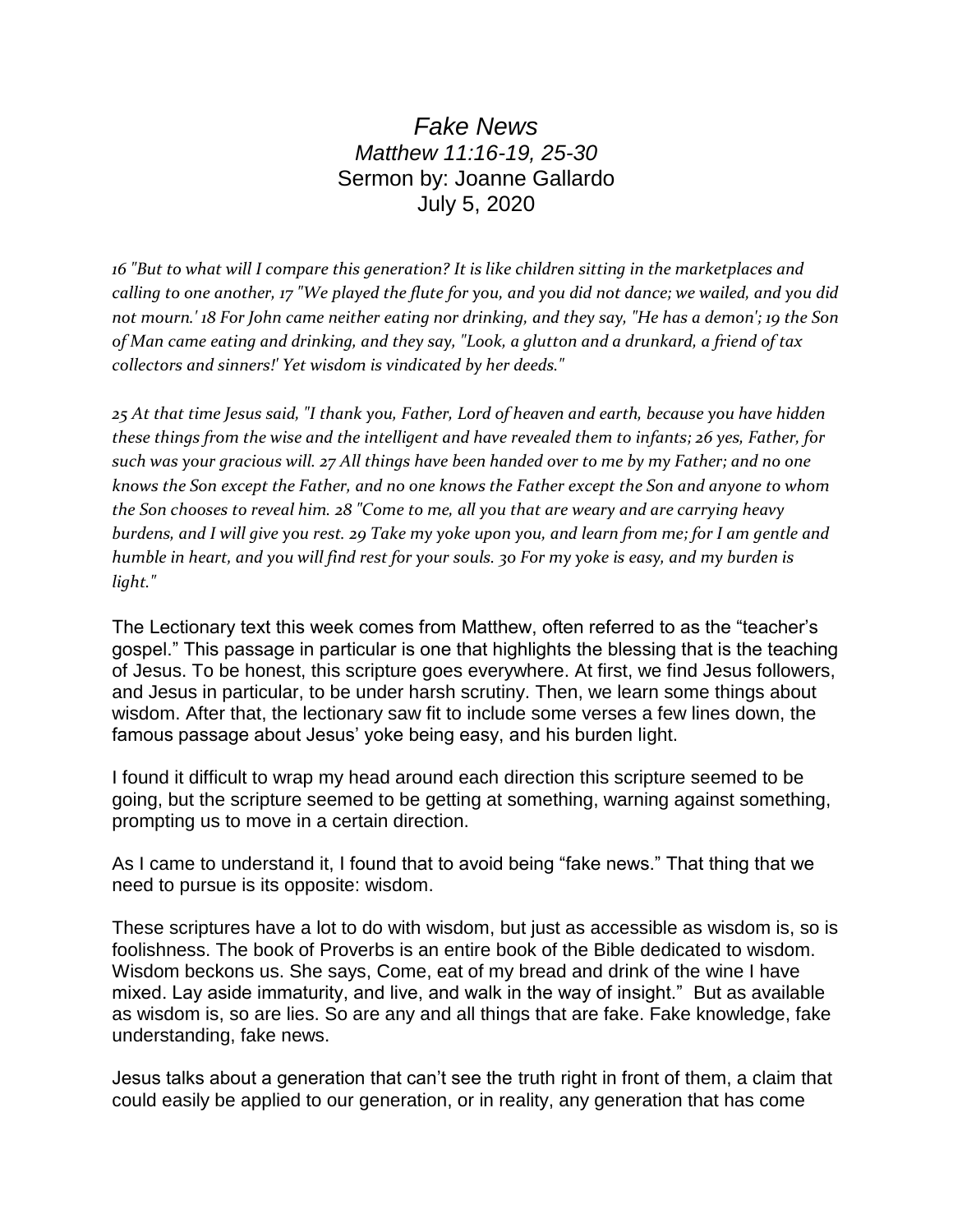# *Fake News*

*Matthew 11:16-19, 25-30*

Sermon by: Joanne Gallardo

July 5, 2020

*16 "But to what will I compare this generation? It is like children sitting in the marketplaces and calling to one another, 17 "We played the flute for you, and you did not dance; we wailed, and you did not mourn.' 18 For John came neither eating nor drinking, and they say, "He has a demon'; 19 the Son of Man came eating and drinking, and they say, "Look, a glutton and a drunkard, a friend of tax collectors and sinners!' Yet wisdom is vindicated by her deeds."*

*25 At that time Jesus said, "I thank you, Father, Lord of heaven and earth, because you have hidden these things from the wise and the intelligent and have revealed them to infants; 26 yes, Father, for such was your gracious will. 27 All things have been handed over to me by my Father; and no one knows the Son except the Father, and no one knows the Father except the Son and anyone to whom the Son chooses to reveal him. 28 "Come to me, all you that are weary and are carrying heavy burdens, and I will give you rest. 29 Take my yoke upon you, and learn from me; for I am gentle and humble in heart, and you will find rest for your souls. 30 For my yoke is easy, and my burden is light."*

The Lectionary text this week comes from Matthew, often referred to as the "teacher's gospel." This passage in particular is one that highlights the blessing that is the teaching of Jesus. To be honest, this scripture goes everywhere. At first, we find Jesus followers, and Jesus in particular, to be under harsh scrutiny. Then, we learn some things about wisdom. After that, the lectionary saw fit to include some verses a few lines down, the famous passage about Jesus' yoke being easy, and his burden light.

I found it difficult to wrap my head around each direction this scripture seemed to be going, but the scripture seemed to be getting at something, warning against something, prompting us to move in a certain direction.

As I came to understand it, I found that to avoid being "fake news." That thing that we need to pursue is its opposite: wisdom.

These scriptures have a lot to do with wisdom, but just as accessible as wisdom is, so is foolishness. The book of Proverbs is an entire book of the Bible dedicated to wisdom. Wisdom beckons us. She says, Come, eat of my bread and drink of the wine I have mixed. Lay aside immaturity, and live, and walk in the way of insight." But as available as wisdom is, so are lies. So are any and all things that are fake. Fake knowledge, fake understanding, fake news.

Jesus talks about a generation that can't see the truth right in front of them, a claim that could easily be applied to our generation, or in reality, any generation that has come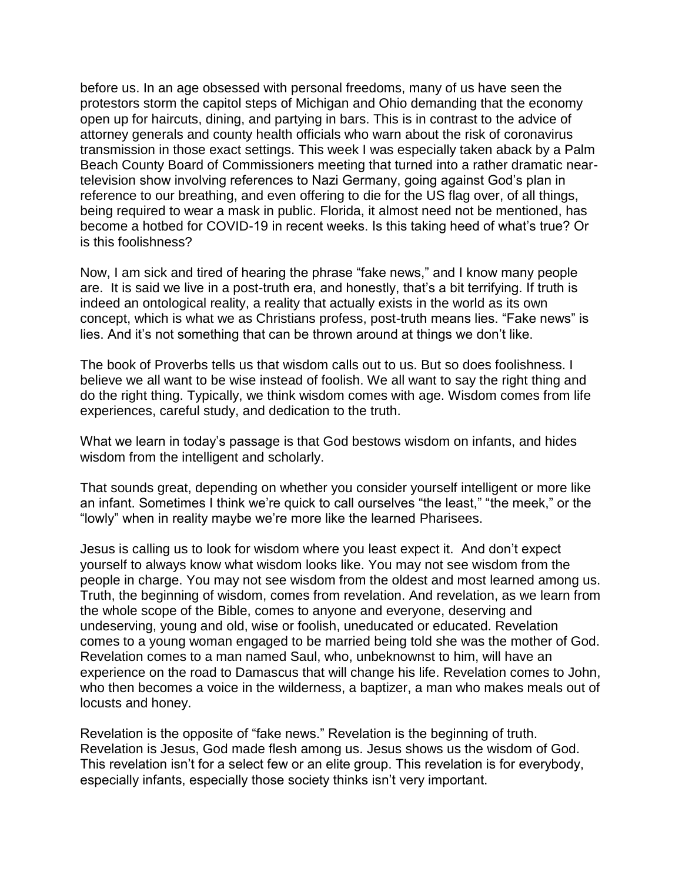before us. In an age obsessed with personal freedoms, many of us have seen the protestors storm the capitol steps of Michigan and Ohio demanding that the economy open up for haircuts, dining, and partying in bars. This is in contrast to the advice of attorney generals and county health officials who warn about the risk of coronavirus transmission in those exact settings. This week I was especially taken aback by a Palm Beach County Board of Commissioners meeting that turned into a rather dramatic near-television show involving references to Nazi Germany, going against God's plan in reference to our breathing, and even offering to die for the US flag over, of all things, being required to wear a mask in public. Florida, it almost need not be mentioned, has become a hotbed for COVID-19 in recent weeks. Is this taking heed of what's true? Or is this foolishness?

Now, I am sick and tired of hearing the phrase "fake news," and I know many people are. It is said we live in a post-truth era, and honestly, that's a bit terrifying. If truth is indeed an ontological reality, a reality that actually exists in the world as its own concept, which is what we as Christians profess, post-truth means lies. "Fake news" is lies. And it's not something that can be thrown around at things we don't like.

The book of Proverbs tells us that wisdom calls out to us. But so does foolishness. I believe we all want to be wise instead of foolish. We all want to say the right thing and do the right thing. Typically, we think wisdom comes with age. Wisdom comes from life experiences, careful study, and dedication to the truth.

What we learn in today's passage is that God bestows wisdom on infants, and hides wisdom from the intelligent and scholarly.

That sounds great, depending on whether you consider yourself intelligent or more like an infant. Sometimes I think we're quick to call ourselves "the least," "the meek," or the "lowly" when in reality maybe we're more like the learned Pharisees.

Jesus is calling us to look for wisdom where you least expect it. And don't expect yourself to always know what wisdom looks like. You may not see wisdom from the people in charge. You may not see wisdom from the oldest and most learned among us. Truth, the beginning of wisdom, comes from revelation. And revelation, as we learn from the whole scope of the Bible, comes to anyone and everyone, deserving and undeserving, young and old, wise or foolish, uneducated or educated. Revelation comes to a young woman engaged to be married being told she was the mother of God. Revelation comes to a man named Saul, who, unbeknownst to him, will have an experience on the road to Damascus that will change his life. Revelation comes to John, who then becomes a voice in the wilderness, a baptizer, a man who makes meals out of locusts and honey.

Revelation is the opposite of "fake news." Revelation is the beginning of truth. Revelation is Jesus, God made flesh among us. Jesus shows us the wisdom of God. This revelation isn't for a select few or an elite group. This revelation is for everybody, especially infants, especially those society thinks isn't very important.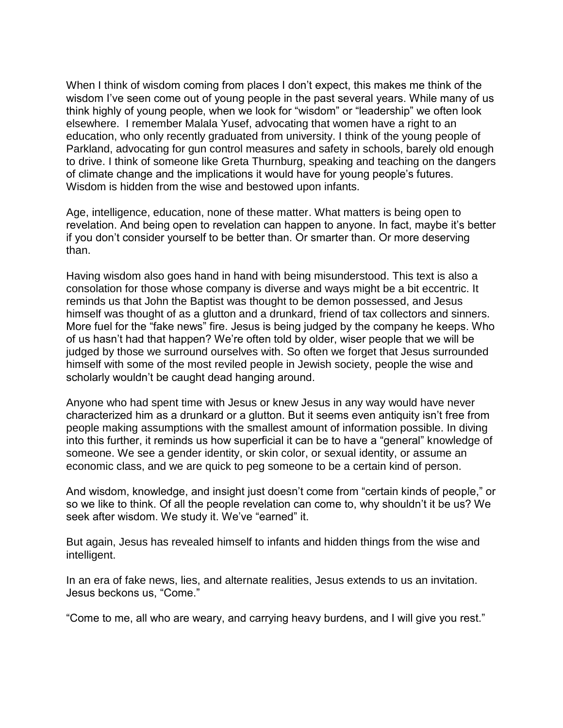When I think of wisdom coming from places I don't expect, this makes me think of the wisdom I've seen come out of young people in the past several years. While many of us think highly of young people, when we look for "wisdom" or "leadership" we often look elsewhere.  I remember Malala Yusef, advocating that women have a right to an education, who only recently graduated from university. I think of the young people of Parkland, advocating for gun control measures and safety in schools, barely old enough to drive. I think of someone like Greta Thurnburg, speaking and teaching on the dangers of climate change and the implications it would have for young people's futures. Wisdom is hidden from the wise and bestowed upon infants.

Age, intelligence, education, none of these matter. What matters is being open to revelation. And being open to revelation can happen to anyone. In fact, maybe it's better if you don't consider yourself to be better than. Or smarter than. Or more deserving than.

Having wisdom also goes hand in hand with being misunderstood. This text is also a consolation for those whose company is diverse and ways might be a bit eccentric. It reminds us that John the Baptist was thought to be demon possessed, and Jesus himself was thought of as a glutton and a drunkard, friend of tax collectors and sinners. More fuel for the "fake news" fire. Jesus is being judged by the company he keeps. Who of us hasn't had that happen? We're often told by older, wiser people that we will be judged by those we surround ourselves with. So often we forget that Jesus surrounded himself with some of the most reviled people in Jewish society, people the wise and scholarly wouldn't be caught dead hanging around.

Anyone who had spent time with Jesus or knew Jesus in any way would have never characterized him as a drunkard or a glutton. But it seems even antiquity isn't free from people making assumptions with the smallest amount of information possible. In diving into this further, it reminds us how superficial it can be to have a "general" knowledge of someone. We see a gender identity, or skin color, or sexual identity, or assume an economic class, and we are quick to peg someone to be a certain kind of person.

And wisdom, knowledge, and insight just doesn't come from "certain kinds of people," or so we like to think. Of all the people revelation can come to, why shouldn't it be us? We seek after wisdom. We study it. We've "earned" it.

But again, Jesus has revealed himself to infants and hidden things from the wise and intelligent.

In an era of fake news, lies, and alternate realities, Jesus extends to us an invitation. Jesus beckons us, "Come."

"Come to me, all who are weary, and carrying heavy burdens, and I will give you rest."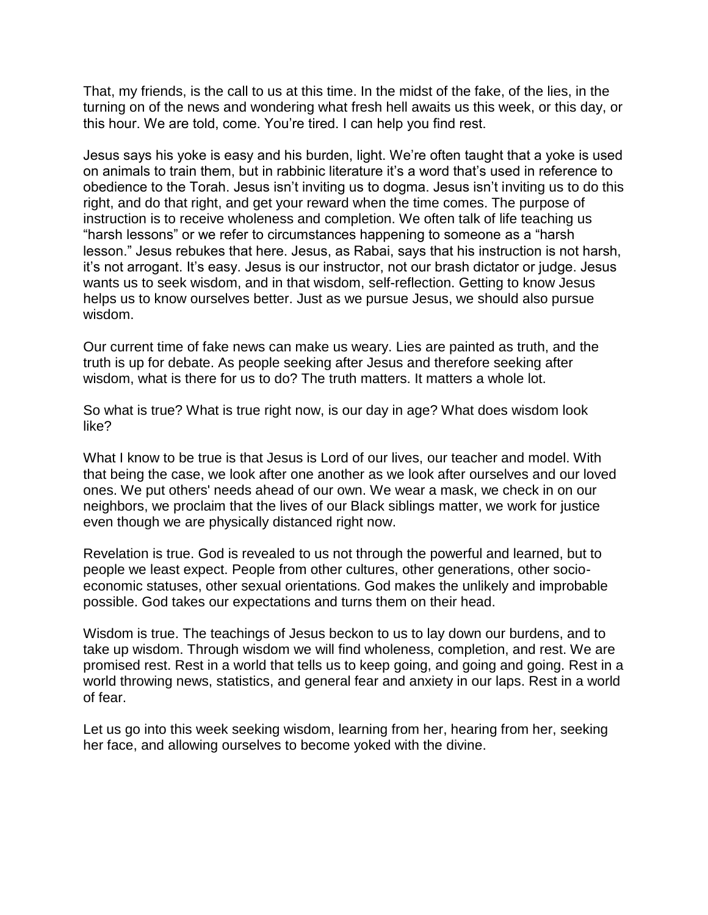That, my friends, is the call to us at this time. In the midst of the fake, of the lies, in the turning on of the news and wondering what fresh hell awaits us this week, or this day, or this hour. We are told, come. You're tired. I can help you find rest.

Jesus says his yoke is easy and his burden, light. We're often taught that a yoke is used on animals to train them, but in rabbinic literature it's a word that's used in reference to obedience to the Torah. Jesus isn't inviting us to dogma. Jesus isn't inviting us to do this right, and do that right, and get your reward when the time comes. The purpose of instruction is to receive wholeness and completion. We often talk of life teaching us "harsh lessons" or we refer to circumstances happening to someone as a "harsh lesson." Jesus rebukes that here. Jesus, as Rabai, says that his instruction is not harsh, it's not arrogant. It's easy. Jesus is our instructor, not our brash dictator or judge. Jesus wants us to seek wisdom, and in that wisdom, self-reflection. Getting to know Jesus helps us to know ourselves better. Just as we pursue Jesus, we should also pursue wisdom.

Our current time of fake news can make us weary. Lies are painted as truth, and the truth is up for debate. As people seeking after Jesus and therefore seeking after wisdom, what is there for us to do? The truth matters. It matters a whole lot.

So what is true? What is true right now, is our day in age? What does wisdom look like?

What I know to be true is that Jesus is Lord of our lives, our teacher and model. With that being the case, we look after one another as we look after ourselves and our loved ones. We put others' needs ahead of our own. We wear a mask, we check in on our neighbors, we proclaim that the lives of our Black siblings matter, we work for justice even though we are physically distanced right now.

Revelation is true. God is revealed to us not through the powerful and learned, but to people we least expect. People from other cultures, other generations, other socio-economic statuses, other sexual orientations. God makes the unlikely and improbable possible. God takes our expectations and turns them on their head.

Wisdom is true. The teachings of Jesus beckon to us to lay down our burdens, and to take up wisdom. Through wisdom we will find wholeness, completion, and rest. We are promised rest. Rest in a world that tells us to keep going, and going and going. Rest in a world throwing news, statistics, and general fear and anxiety in our laps. Rest in a world of fear.

Let us go into this week seeking wisdom, learning from her, hearing from her, seeking her face, and allowing ourselves to become yoked with the divine.